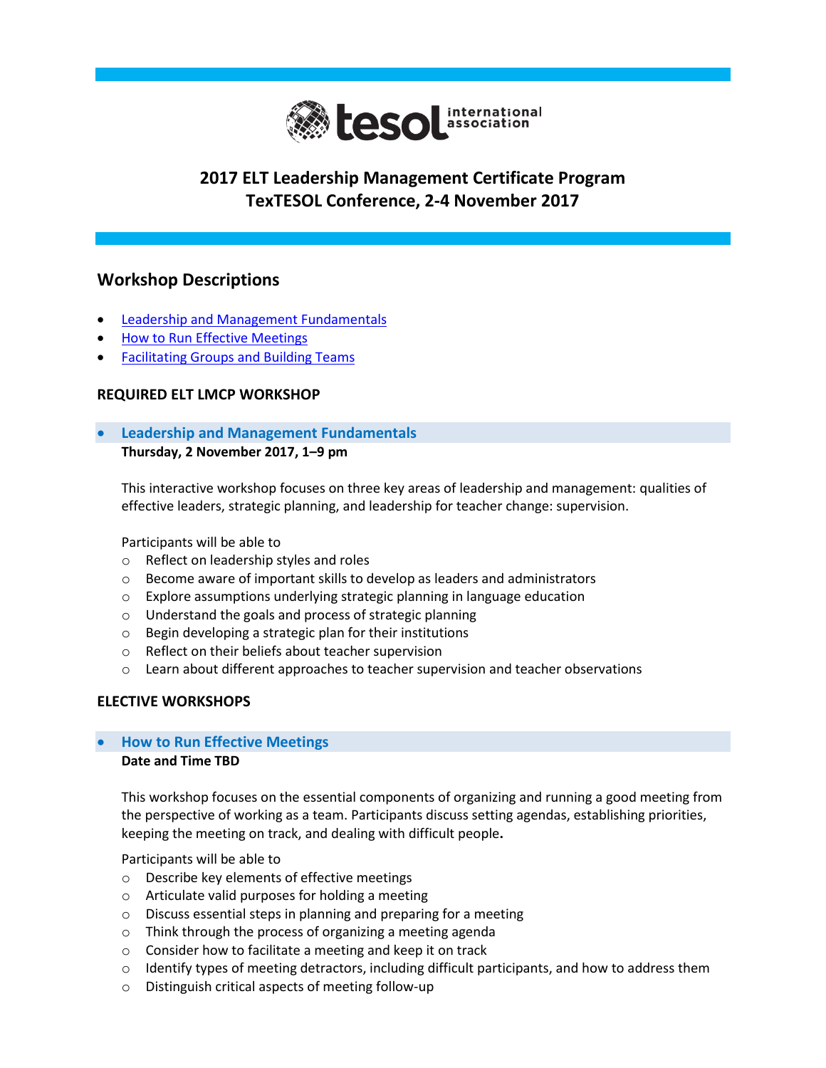# 2017 ELT Leadership Management Certificate Program
# TexTESOL Conference, 2-4 November 2017

## Workshop Descriptions

- Leadership and Management Fundamentals
- How to Run Effective Meetings
- Facilitating Groups and Building Teams

### REQUIRED ELT LMCP WORKSHOP

- **Leadership and Management Fundamentals**

**Thursday, 2 November 2017, 1–9 pm**

This interactive workshop focuses on three key areas of leadership and management: qualities of effective leaders, strategic planning, and leadership for teacher change: supervision.

Participants will be able to

- Reflect on leadership styles and roles
- Become aware of important skills to develop as leaders and administrators
- Explore assumptions underlying strategic planning in language education
- Understand the goals and process of strategic planning
- Begin developing a strategic plan for their institutions
- Reflect on their beliefs about teacher supervision
- Learn about different approaches to teacher supervision and teacher observations

### ELECTIVE WORKSHOPS

- **How to Run Effective Meetings**

**Date and Time TBD**

This workshop focuses on the essential components of organizing and running a good meeting from the perspective of working as a team. Participants discuss setting agendas, establishing priorities, keeping the meeting on track, and dealing with difficult people.

Participants will be able to

- Describe key elements of effective meetings
- Articulate valid purposes for holding a meeting
- Discuss essential steps in planning and preparing for a meeting
- Think through the process of organizing a meeting agenda
- Consider how to facilitate a meeting and keep it on track
- Identify types of meeting detractors, including difficult participants, and how to address them
- Distinguish critical aspects of meeting follow-up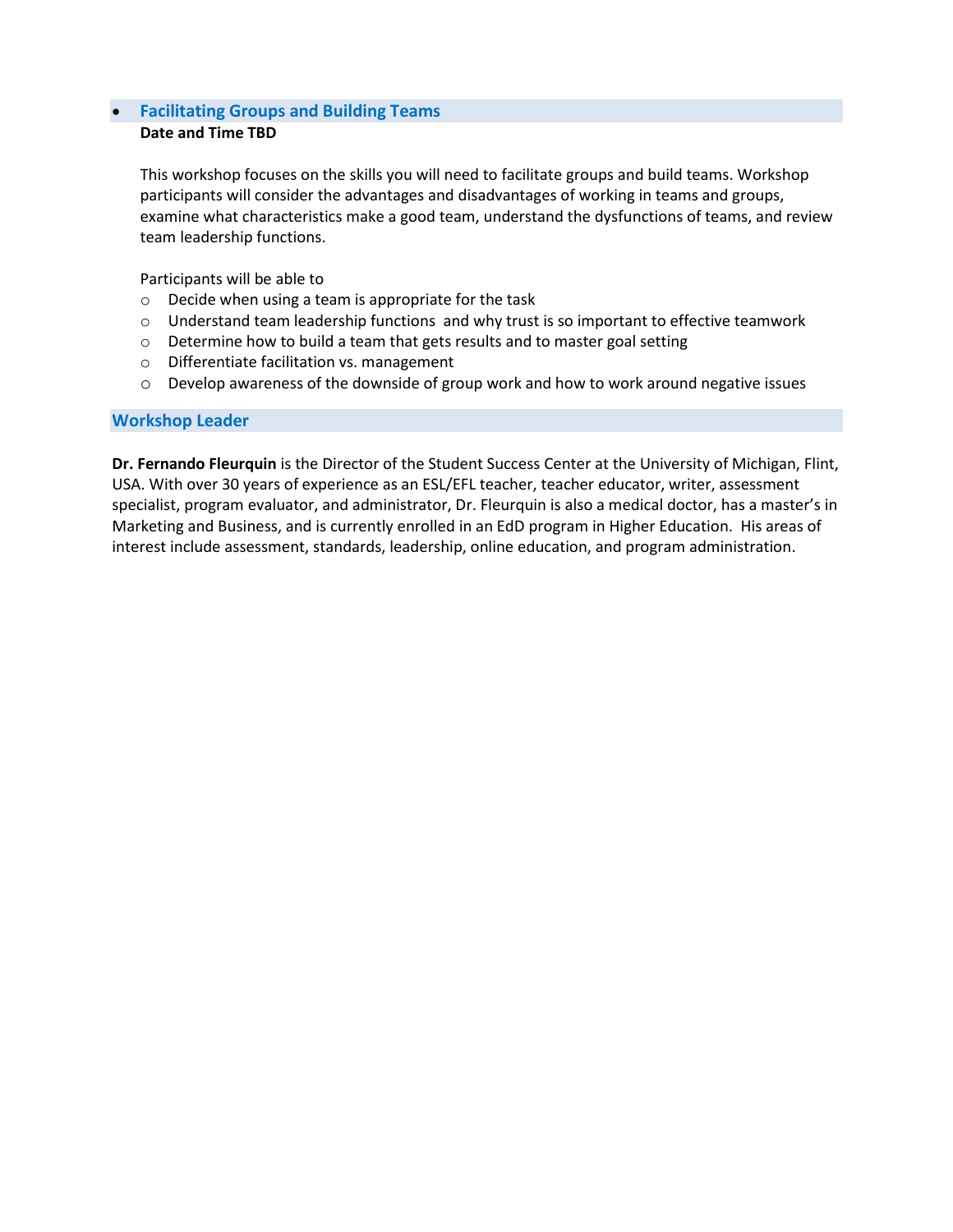- ## Facilitating Groups and Building Teams

  **Date and Time TBD**

  This workshop focuses on the skills you will need to facilitate groups and build teams. Workshop participants will consider the advantages and disadvantages of working in teams and groups, examine what characteristics make a good team, understand the dysfunctions of teams, and review team leadership functions.

  Participants will be able to

  - Decide when using a team is appropriate for the task
  - Understand team leadership functions and why trust is so important to effective teamwork
  - Determine how to build a team that gets results and to master goal setting
  - Differentiate facilitation vs. management
  - Develop awareness of the downside of group work and how to work around negative issues

## Workshop Leader

**Dr. Fernando Fleurquin** is the Director of the Student Success Center at the University of Michigan, Flint, USA. With over 30 years of experience as an ESL/EFL teacher, teacher educator, writer, assessment specialist, program evaluator, and administrator, Dr. Fleurquin is also a medical doctor, has a master's in Marketing and Business, and is currently enrolled in an EdD program in Higher Education. His areas of interest include assessment, standards, leadership, online education, and program administration.